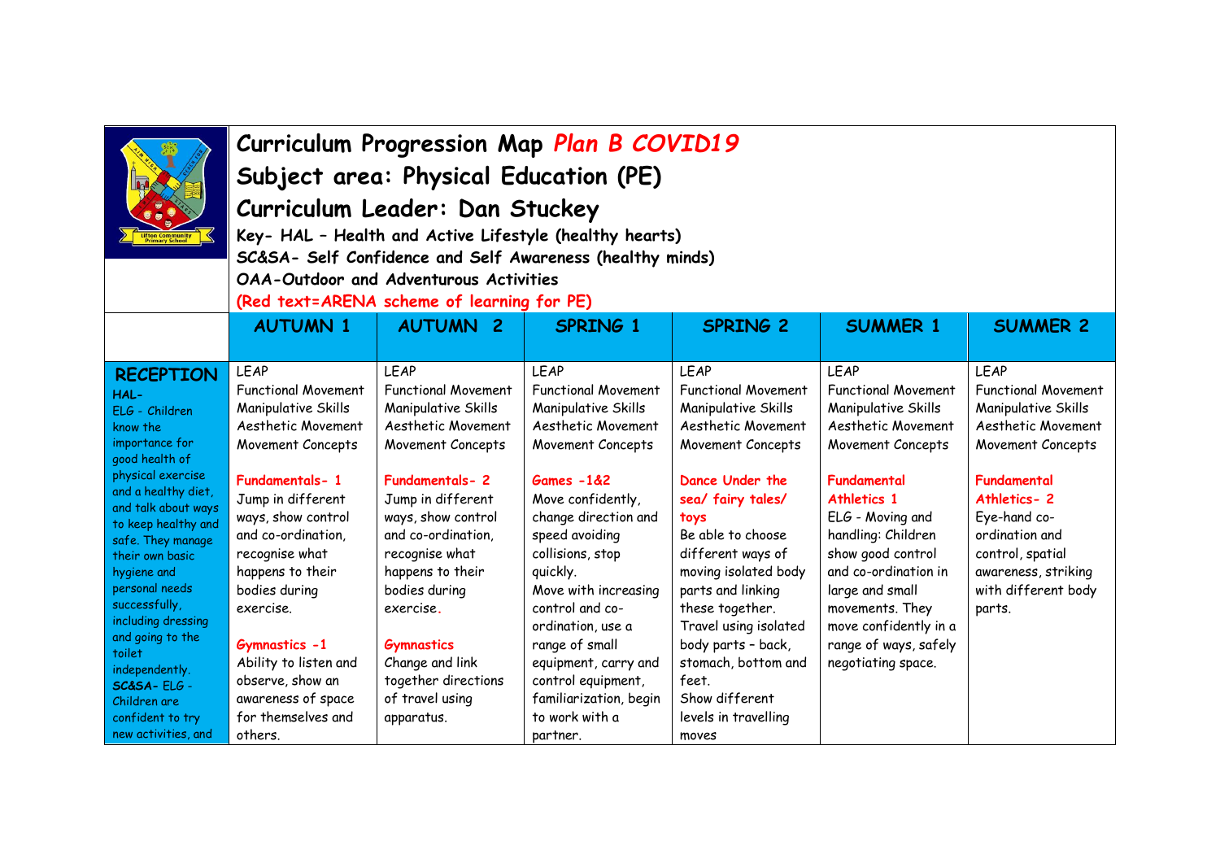# Curriculum Progression Map *Plan B COVID19*

## Subject area: Physical Education (PE)

## Curriculum Leader: Dan Stuckey

**Key- HAL – Health and Active Lifestyle (healthy hearts)**
**SC&SA- Self Confidence and Self Awareness (healthy minds)**
**OAA-Outdoor and Adventurous Activities**
**(Red text=ARENA scheme of learning for PE)**

| | AUTUMN 1 | AUTUMN 2 | SPRING 1 | SPRING 2 | SUMMER 1 | SUMMER 2 |
|---|---|---|---|---|---|---|
| **RECEPTION** **HAL-** ELG - Children know the importance for good health of physical exercise and a healthy diet, and talk about ways to keep healthy and safe. They manage their own basic hygiene and personal needs successfully, including dressing and going to the toilet independently. **SC&SA-** ELG - Children are confident to try new activities, and | LEAP Functional Movement Manipulative Skills Aesthetic Movement Movement Concepts **Fundamentals- 1** Jump in different ways, show control and co-ordination, recognise what happens to their bodies during exercise. **Gymnastics -1** Ability to listen and observe, show an awareness of space for themselves and others. | LEAP Functional Movement Manipulative Skills Aesthetic Movement Movement Concepts **Fundamentals- 2** Jump in different ways, show control and co-ordination, recognise what happens to their bodies during exercise. **Gymnastics** Change and link together directions of travel using apparatus. | LEAP Functional Movement Manipulative Skills Aesthetic Movement Movement Concepts **Games -1&2** Move confidently, change direction and speed avoiding collisions, stop quickly. Move with increasing control and co-ordination, use a range of small equipment, carry and control equipment, familiarization, begin to work with a partner. | LEAP Functional Movement Manipulative Skills Aesthetic Movement Movement Concepts **Dance Under the sea/ fairy tales/ toys** Be able to choose different ways of moving isolated body parts and linking these together. Travel using isolated body parts – back, stomach, bottom and feet. Show different levels in travelling moves | LEAP Functional Movement Manipulative Skills Aesthetic Movement Movement Concepts **Fundamental Athletics 1** ELG - Moving and handling: Children show good control and co-ordination in large and small movements. They move confidently in a range of ways, safely negotiating space. | LEAP Functional Movement Manipulative Skills Aesthetic Movement Movement Concepts **Fundamental Athletics- 2** Eye-hand co-ordination and control, spatial awareness, striking with different body parts. |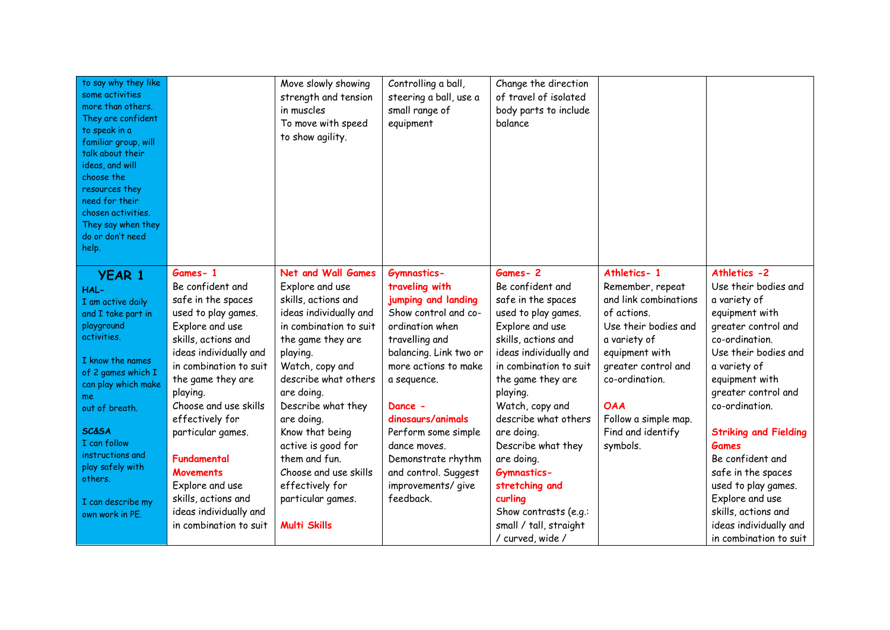| | | | | | | |
|---|---|---|---|---|---|---|
| to say why they like some activities more than others. They are confident to speak in a familiar group, will talk about their ideas, and will choose the resources they need for their chosen activities. They say when they do or don't need help. | | Move slowly showing strength and tension in muscles<br>To move with speed to show agility. | Controlling a ball, steering a ball, use a small range of equipment | Change the direction of travel of isolated body parts to include balance | | |
| **YEAR 1**<br>**HAL-**<br>I am active daily and I take part in playground activities.<br><br>I know the names of 2 games which I can play which make me out of breath.<br><br>**SC&SA**<br>I can follow instructions and play safely with others.<br><br>I can describe my own work in PE. | **Games- 1**<br>Be confident and safe in the spaces used to play games.<br>Explore and use skills, actions and ideas individually and in combination to suit the game they are playing.<br>Choose and use skills effectively for particular games.<br><br>**Fundamental Movements**<br>Explore and use skills, actions and ideas individually and in combination to suit | **Net and Wall Games**<br>Explore and use skills, actions and ideas individually and in combination to suit the game they are playing.<br>Watch, copy and describe what others are doing.<br>Describe what they are doing.<br>Know that being active is good for them and fun.<br>Choose and use skills effectively for particular games.<br><br>**Multi Skills** | **Gymnastics- traveling with jumping and landing**<br>Show control and co-ordination when travelling and balancing. Link two or more actions to make a sequence.<br><br>**Dance - dinosaurs/animals**<br>Perform some simple dance moves.<br>Demonstrate rhythm and control. Suggest improvements/ give feedback. | **Games- 2**<br>Be confident and safe in the spaces used to play games.<br>Explore and use skills, actions and ideas individually and in combination to suit the game they are playing.<br>Watch, copy and describe what others are doing.<br>Describe what they are doing.<br>**Gymnastics- stretching and curling**<br>Show contrasts (e.g.: small / tall, straight / curved, wide / | **Athletics- 1**<br>Remember, repeat and link combinations of actions.<br>Use their bodies and a variety of equipment with greater control and co-ordination.<br><br>**OAA**<br>Follow a simple map.<br>Find and identify symbols. | **Athletics -2**<br>Use their bodies and a variety of equipment with greater control and co-ordination.<br>Use their bodies and a variety of equipment with greater control and co-ordination.<br><br>**Striking and Fielding Games**<br>Be confident and safe in the spaces used to play games.<br>Explore and use skills, actions and ideas individually and in combination to suit |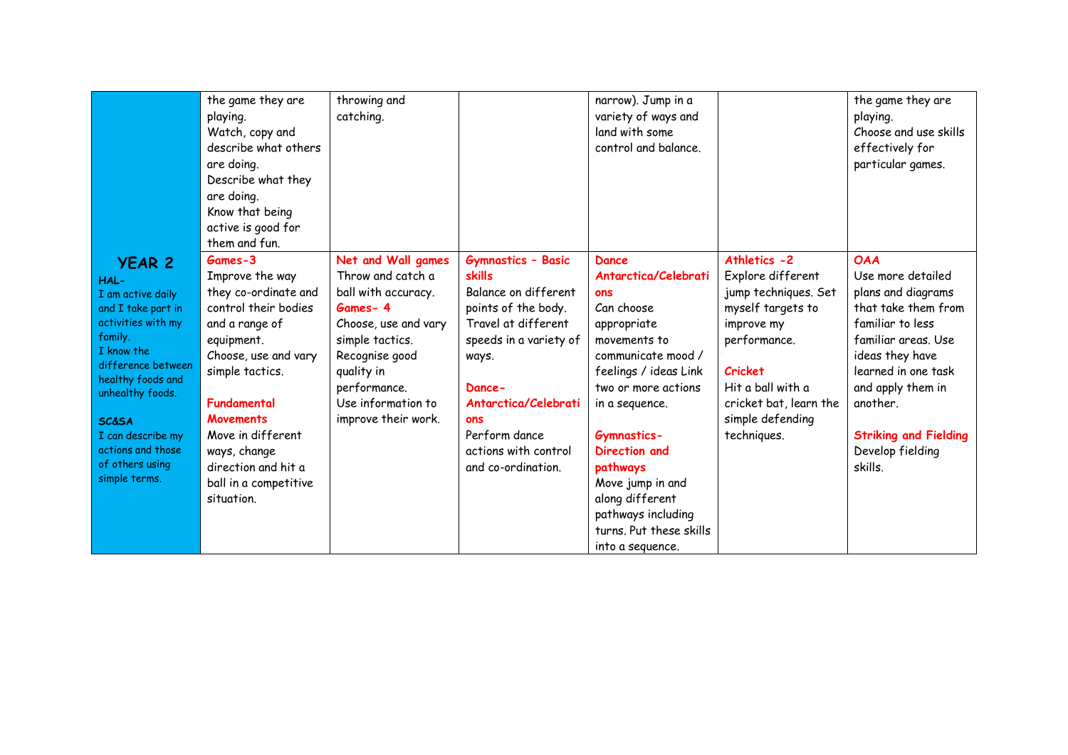| | | | | | | |
|---|---|---|---|---|---|---|
| | the game they are playing.<br>Watch, copy and describe what others are doing.<br>Describe what they are doing.<br>Know that being active is good for them and fun. | throwing and catching. | | narrow). Jump in a variety of ways and land with some control and balance. | | the game they are playing.<br>Choose and use skills effectively for particular games. |
| **YEAR 2**<br>**HAL-**<br>I am active daily and I take part in activities with my family.<br>I know the difference between healthy foods and unhealthy foods.<br><br>**SC&SA**<br>I can describe my actions and those of others using simple terms. | **Games-3**<br>Improve the way they co-ordinate and control their bodies and a range of equipment.<br>Choose, use and vary simple tactics.<br><br>**Fundamental Movements**<br>Move in different ways, change direction and hit a ball in a competitive situation. | **Net and Wall games**<br>Throw and catch a ball with accuracy.<br>**Games- 4**<br>Choose, use and vary simple tactics.<br>Recognise good quality in performance.<br>Use information to improve their work. | **Gymnastics - Basic skills**<br>Balance on different points of the body.<br>Travel at different speeds in a variety of ways.<br><br>**Dance-Antarctica/Celebrations**<br>Perform dance actions with control and co-ordination. | **Dance Antarctica/Celebrations**<br>Can choose appropriate movements to communicate mood / feelings / ideas Link two or more actions in a sequence.<br><br>**Gymnastics-Direction and pathways**<br>Move jump in and along different pathways including turns. Put these skills into a sequence. | **Athletics -2**<br>Explore different jump techniques. Set myself targets to improve my performance.<br><br>**Cricket**<br>Hit a ball with a cricket bat, learn the simple defending techniques. | **OAA**<br>Use more detailed plans and diagrams that take them from familiar to less familiar areas. Use ideas they have learned in one task and apply them in another.<br><br>**Striking and Fielding**<br>Develop fielding skills. |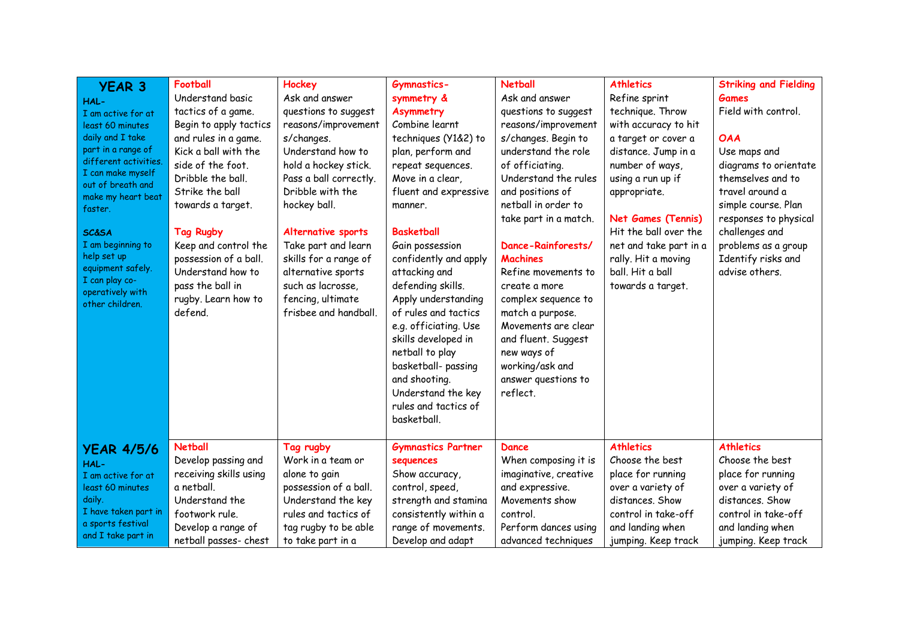| YEAR 3 | | | | | | |
|---|---|---|---|---|---|---|
| **HAL-** I am active for at least 60 minutes daily and I take part in a range of different activities. I can make myself out of breath and make my heart beat faster. **SC&SA** I am beginning to help set up equipment safely. I can play co-operatively with other children. | **Football** Understand basic tactics of a game. Begin to apply tactics and rules in a game. Kick a ball with the side of the foot. Dribble the ball. Strike the ball towards a target. **Tag Rugby** Keep and control the possession of a ball. Understand how to pass the ball in rugby. Learn how to defend. | **Hockey** Ask and answer questions to suggest reasons/improvements/changes. Understand how to hold a hockey stick. Pass a ball correctly. Dribble with the hockey ball. **Alternative sports** Take part and learn skills for a range of alternative sports such as lacrosse, fencing, ultimate frisbee and handball. | **Gymnastics- symmetry & Asymmetry** Combine learnt techniques (Y1&2) to plan, perform and repeat sequences. Move in a clear, fluent and expressive manner. **Basketball** Gain possession confidently and apply attacking and defending skills. Apply understanding of rules and tactics e.g. officiating. Use skills developed in netball to play basketball- passing and shooting. Understand the key rules and tactics of basketball. | **Netball** Ask and answer questions to suggest reasons/improvements/changes. Begin to understand the role of officiating. Understand the rules and positions of netball in order to take part in a match. **Dance-Rainforests/ Machines** Refine movements to create a more complex sequence to match a purpose. Movements are clear and fluent. Suggest new ways of working/ask and answer questions to reflect. | **Athletics** Refine sprint technique. Throw with accuracy to hit a target or cover a distance. Jump in a number of ways, using a run up if appropriate. **Net Games (Tennis)** Hit the ball over the net and take part in a rally. Hit a moving ball. Hit a ball towards a target. | **Striking and Fielding Games** Field with control. **OAA** Use maps and diagrams to orientate themselves and to travel around a simple course. Plan responses to physical challenges and problems as a group Identify risks and advise others. |
| **YEAR 4/5/6** **HAL-** I am active for at least 60 minutes daily. I have taken part in a sports festival and I take part in | **Netball** Develop passing and receiving skills using a netball. Understand the footwork rule. Develop a range of netball passes- chest | **Tag rugby** Work in a team or alone to gain possession of a ball. Understand the key rules and tactics of tag rugby to be able to take part in a | **Gymnastics Partner sequences** Show accuracy, control, speed, strength and stamina consistently within a range of movements. Develop and adapt | **Dance** When composing it is imaginative, creative and expressive. Movements show control. Perform dances using advanced techniques | **Athletics** Choose the best place for running over a variety of distances. Show control in take-off and landing when jumping. Keep track | **Athletics** Choose the best place for running over a variety of distances. Show control in take-off and landing when jumping. Keep track |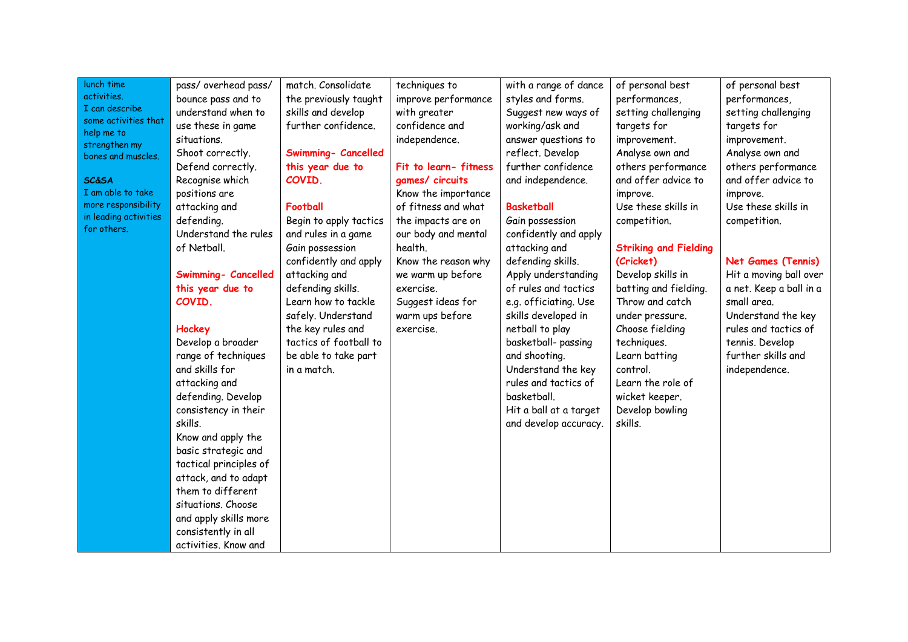| | | | | | | |
|---|---|---|---|---|---|---|
| lunch time activities.<br>I can describe some activities that help me to strengthen my bones and muscles.<br><br>**SC&SA**<br>I am able to take more responsibility in leading activities for others. | pass/ overhead pass/ bounce pass and to understand when to use these in game situations.<br>Shoot correctly.<br>Defend correctly.<br>Recognise which positions are attacking and defending.<br>Understand the rules of Netball.<br><br>**Swimming- Cancelled this year due to COVID.**<br><br>**Hockey**<br>Develop a broader range of techniques and skills for attacking and defending. Develop consistency in their skills.<br>Know and apply the basic strategic and tactical principles of attack, and to adapt them to different situations. Choose and apply skills more consistently in all activities. Know and | match. Consolidate the previously taught skills and develop further confidence.<br><br>**Swimming- Cancelled this year due to COVID.**<br><br>**Football**<br>Begin to apply tactics and rules in a game<br>Gain possession confidently and apply attacking and defending skills.<br>Learn how to tackle safely. Understand the key rules and tactics of football to be able to take part in a match. | techniques to improve performance with greater confidence and independence.<br><br>**Fit to learn- fitness games/ circuits**<br>Know the importance of fitness and what the impacts are on our body and mental health.<br>Know the reason why we warm up before exercise.<br>Suggest ideas for warm ups before exercise. | with a range of dance styles and forms.<br>Suggest new ways of working/ask and answer questions to reflect. Develop further confidence and independence.<br><br>**Basketball**<br>Gain possession confidently and apply attacking and defending skills.<br>Apply understanding of rules and tactics e.g. officiating. Use skills developed in netball to play basketball- passing and shooting.<br>Understand the key rules and tactics of basketball.<br>Hit a ball at a target and develop accuracy. | of personal best performances, setting challenging targets for improvement.<br>Analyse own and others performance and offer advice to improve.<br>Use these skills in competition.<br><br>**Striking and Fielding (Cricket)**<br>Develop skills in batting and fielding.<br>Throw and catch under pressure.<br>Choose fielding techniques.<br>Learn batting control.<br>Learn the role of wicket keeper.<br>Develop bowling skills. | of personal best performances, setting challenging targets for improvement.<br>Analyse own and others performance and offer advice to improve.<br>Use these skills in competition.<br><br>**Net Games (Tennis)**<br>Hit a moving ball over a net. Keep a ball in a small area.<br>Understand the key rules and tactics of tennis. Develop further skills and independence. |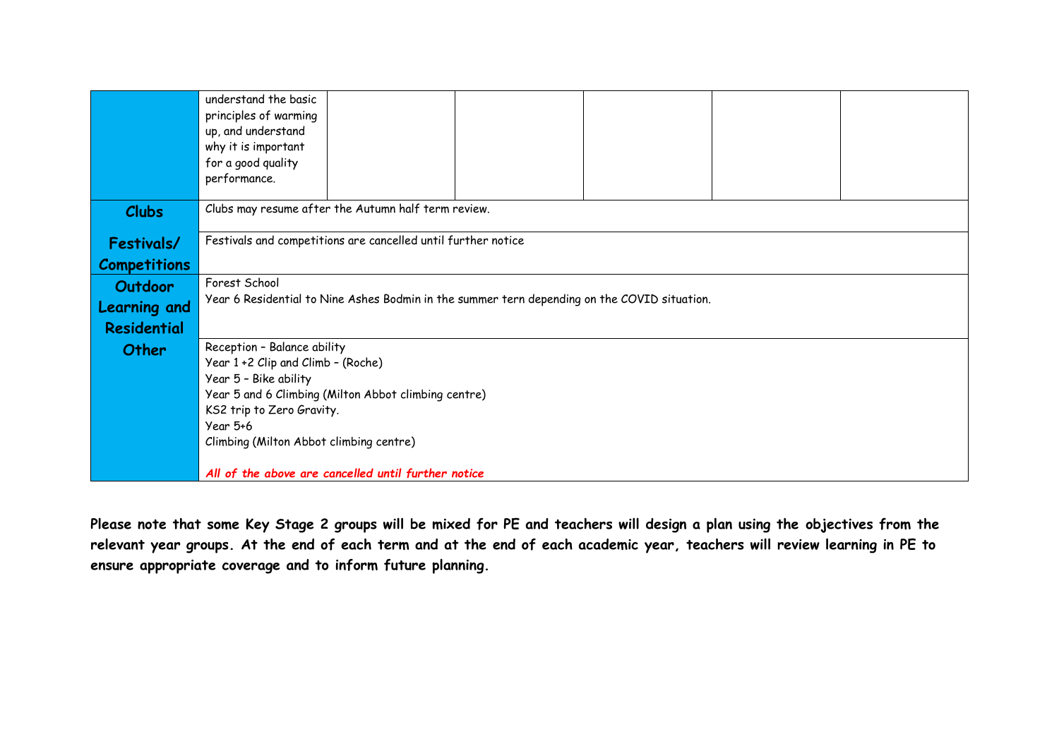| | | | | | | |
|---|---|---|---|---|---|---|
| | understand the basic principles of warming up, and understand why it is important for a good quality performance. | | | | | |
| **Clubs** | Clubs may resume after the Autumn half term review. | | | | | |
| **Festivals/ Competitions** | Festivals and competitions are cancelled until further notice | | | | | |
| **Outdoor Learning and Residential** | Forest School<br>Year 6 Residential to Nine Ashes Bodmin in the summer tern depending on the COVID situation. | | | | | |
| **Other** | Reception – Balance ability<br>Year 1 +2 Clip and Climb – (Roche)<br>Year 5 – Bike ability<br>Year 5 and 6 Climbing (Milton Abbot climbing centre)<br>KS2 trip to Zero Gravity.<br>Year 5+6<br>Climbing (Milton Abbot climbing centre)<br><br>***All of the above are cancelled until further notice*** | | | | | |

**Please note that some Key Stage 2 groups will be mixed for PE and teachers will design a plan using the objectives from the relevant year groups. At the end of each term and at the end of each academic year, teachers will review learning in PE to ensure appropriate coverage and to inform future planning.**